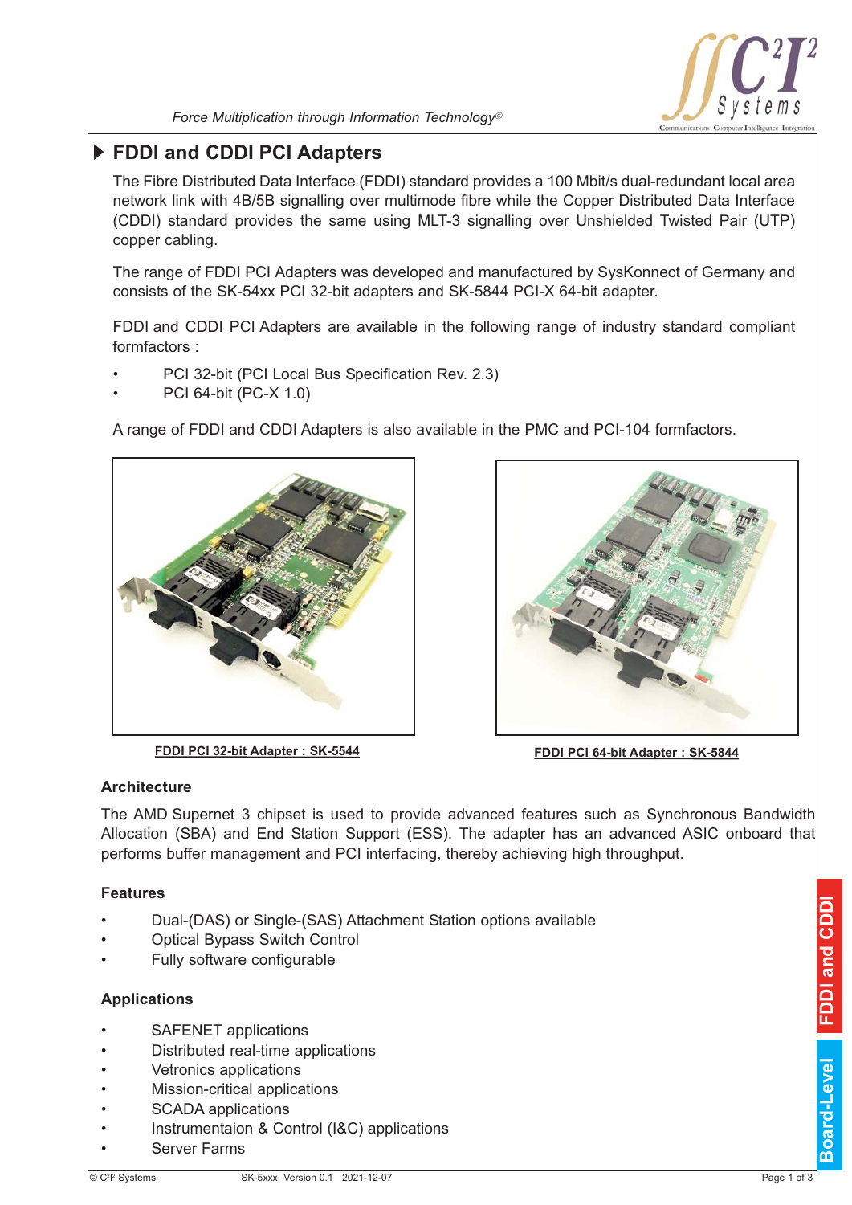# FDDI and CDDI PCI Adapters

The Fibre Distributed Data Interface (FDDI) standard provides a 100 Mbit/s dual-redundant local area network link with 4B/5B signalling over multimode fibre while the Copper Distributed Data Interface (CDDI) standard provides the same using MLT-3 signalling over Unshielded Twisted Pair (UTP) copper cabling.

The range of FDDI PCI Adapters was developed and manufactured by SysKonnect of Germany and consists of the SK-54xx PCI 32-bit adapters and SK-5844 PCI-X 64-bit adapter.

FDDI and CDDI PCI Adapters are available in the following range of industry standard compliant formfactors :

- PCI 32-bit (PCI Local Bus Specification Rev. 2.3)
- PCI 64-bit (PC-X 1.0)

A range of FDDI and CDDI Adapters is also available in the PMC and PCI-104 formfactors.

**FDDI PCI 32-bit Adapter : SK-5544**

**FDDI PCI 64-bit Adapter : SK-5844**

## Architecture

The AMD Supernet 3 chipset is used to provide advanced features such as Synchronous Bandwidth Allocation (SBA) and End Station Support (ESS). The adapter has an advanced ASIC onboard that performs buffer management and PCI interfacing, thereby achieving high throughput.

## Features

- Dual-(DAS) or Single-(SAS) Attachment Station options available
- Optical Bypass Switch Control
- Fully software configurable

## Applications

- SAFENET applications
- Distributed real-time applications
- Vetronics applications
- Mission-critical applications
- SCADA applications
- Instrumentaion & Control (I&C) applications
- Server Farms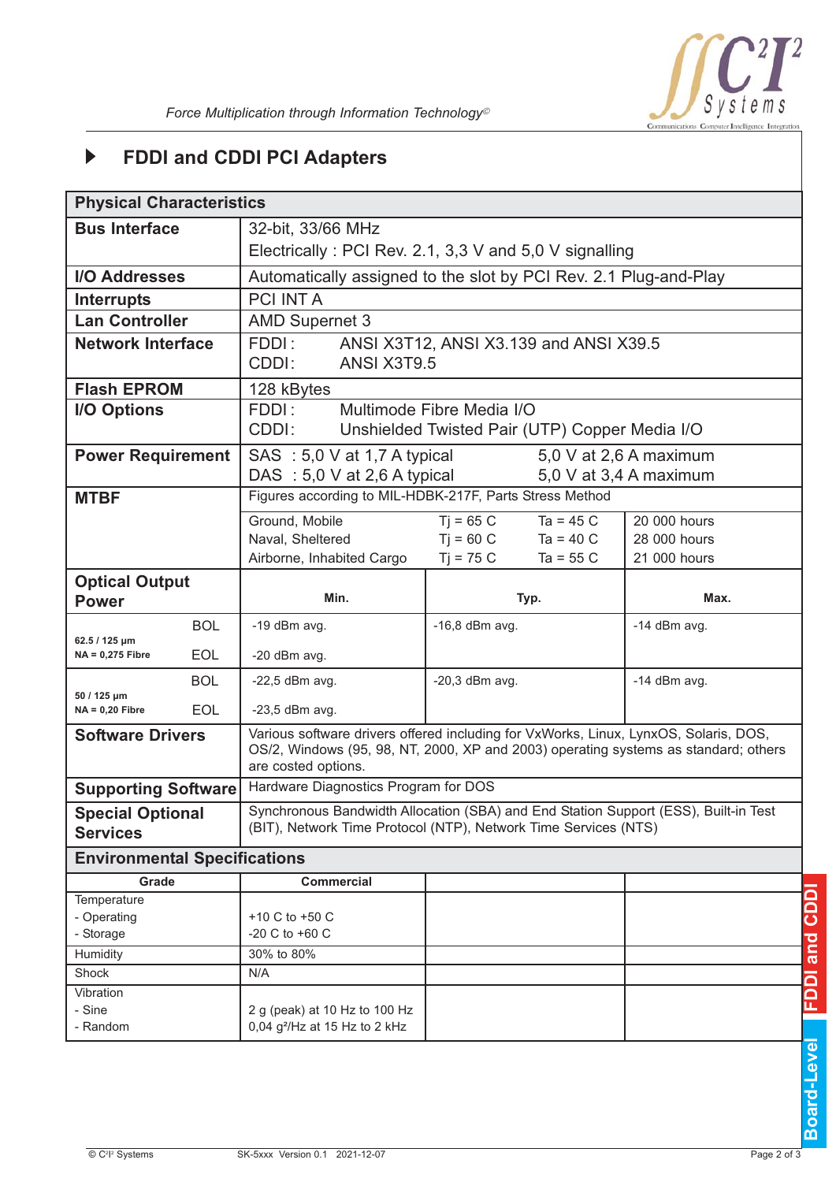## FDDI and CDDI PCI Adapters

| Physical Characteristics | | | |
|---|---|---|---|
| **Bus Interface** | 32-bit, 33/66 MHz<br>Electrically : PCI Rev. 2.1, 3,3 V and 5,0 V signalling | | |
| **I/O Addresses** | Automatically assigned to the slot by PCI Rev. 2.1 Plug-and-Play | | |
| **Interrupts** | PCI INT A | | |
| **Lan Controller** | AMD Supernet 3 | | |
| **Network Interface** | FDDI : ANSI X3T12, ANSI X3.139 and ANSI X39.5<br>CDDI: ANSI X3T9.5 | | |
| **Flash EPROM** | 128 kBytes | | |
| **I/O Options** | FDDI : Multimode Fibre Media I/O<br>CDDI: Unshielded Twisted Pair (UTP) Copper Media I/O | | |
| **Power Requirement** | SAS : 5,0 V at 1,7 A typical 5,0 V at 2,6 A maximum<br>DAS : 5,0 V at 2,6 A typical 5,0 V at 3,4 A maximum | | |
| **MTBF** | Figures according to MIL-HDBK-217F, Parts Stress Method | | |
| | Ground, Mobile Tj = 65 C Ta = 45 C | | 20 000 hours |
| | Naval, Sheltered Tj = 60 C Ta = 40 C | | 28 000 hours |
| | Airborne, Inhabited Cargo Tj = 75 C Ta = 55 C | | 21 000 hours |
| **Optical Output Power** | **Min.** | **Typ.** | **Max.** |
| 62.5 / 125 µm NA = 0,275 Fibre BOL | -19 dBm avg. | -16,8 dBm avg. | -14 dBm avg. |
| 62.5 / 125 µm NA = 0,275 Fibre EOL | -20 dBm avg. | | |
| 50 / 125 µm NA = 0,20 Fibre BOL | -22,5 dBm avg. | -20,3 dBm avg. | -14 dBm avg. |
| 50 / 125 µm NA = 0,20 Fibre EOL | -23,5 dBm avg. | | |
| **Software Drivers** | Various software drivers offered including for VxWorks, Linux, LynxOS, Solaris, DOS, OS/2, Windows (95, 98, NT, 2000, XP and 2003) operating systems as standard; others are costed options. | | |
| **Supporting Software** | Hardware Diagnostics Program for DOS | | |
| **Special Optional Services** | Synchronous Bandwidth Allocation (SBA) and End Station Support (ESS), Built-in Test (BIT), Network Time Protocol (NTP), Network Time Services (NTS) | | |

| Environmental Specifications | | | |
|---|---|---|---|
| **Grade** | **Commercial** | | |
| Temperature<br>- Operating<br>- Storage | <br>+10 C to +50 C<br>-20 C to +60 C | | |
| Humidity | 30% to 80% | | |
| Shock | N/A | | |
| Vibration<br>- Sine<br>- Random | <br>2 g (peak) at 10 Hz to 100 Hz<br>0,04 g²/Hz at 15 Hz to 2 kHz | | |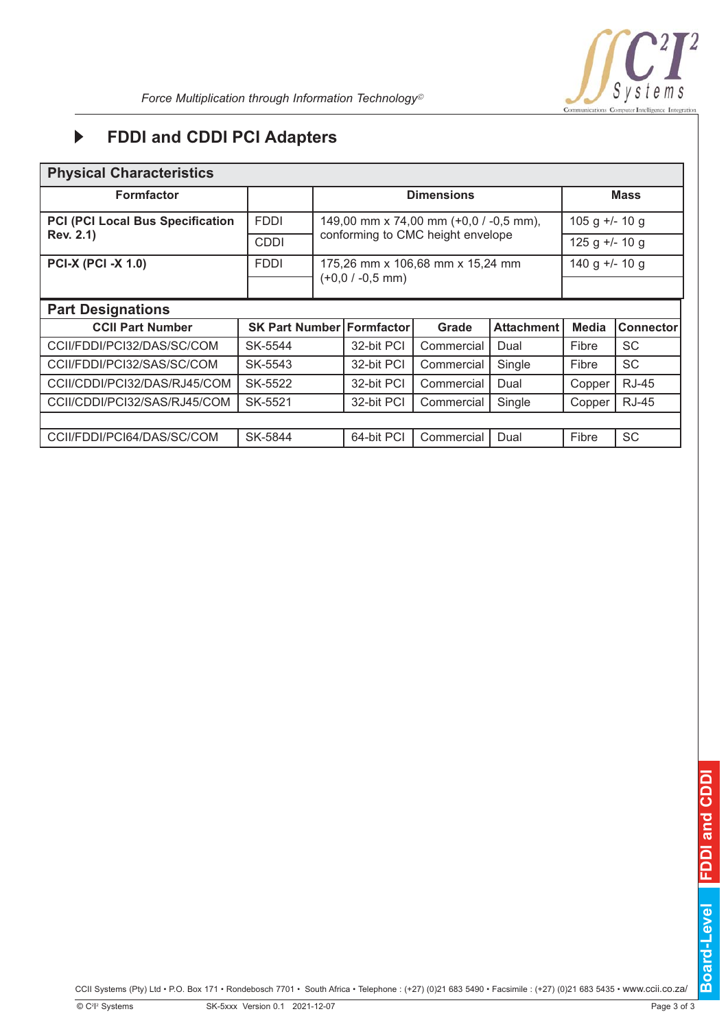## FDDI and CDDI PCI Adapters

| Physical Characteristics | | | |
|---|---|---|---|
| **Formfactor** | | **Dimensions** | **Mass** |
| **PCI (PCI Local Bus Specification Rev. 2.1)** | FDDI | 149,00 mm x 74,00 mm (+0,0 / -0,5 mm), conforming to CMC height envelope | 105 g +/- 10 g |
| | CDDI | | 125 g +/- 10 g |
| **PCI-X (PCI -X 1.0)** | FDDI | 175,26 mm x 106,68 mm x 15,24 mm (+0,0 / -0,5 mm) | 140 g +/- 10 g |
| | | | |

### Part Designations

| CCII Part Number | SK Part Number | Formfactor | Grade | Attachment | Media | Connector |
|---|---|---|---|---|---|---|
| CCII/FDDI/PCI32/DAS/SC/COM | SK-5544 | 32-bit PCI | Commercial | Dual | Fibre | SC |
| CCII/FDDI/PCI32/SAS/SC/COM | SK-5543 | 32-bit PCI | Commercial | Single | Fibre | SC |
| CCII/CDDI/PCI32/DAS/RJ45/COM | SK-5522 | 32-bit PCI | Commercial | Dual | Copper | RJ-45 |
| CCII/CDDI/PCI32/SAS/RJ45/COM | SK-5521 | 32-bit PCI | Commercial | Single | Copper | RJ-45 |
| | | | | | | |
| CCII/FDDI/PCI64/DAS/SC/COM | SK-5844 | 64-bit PCI | Commercial | Dual | Fibre | SC |